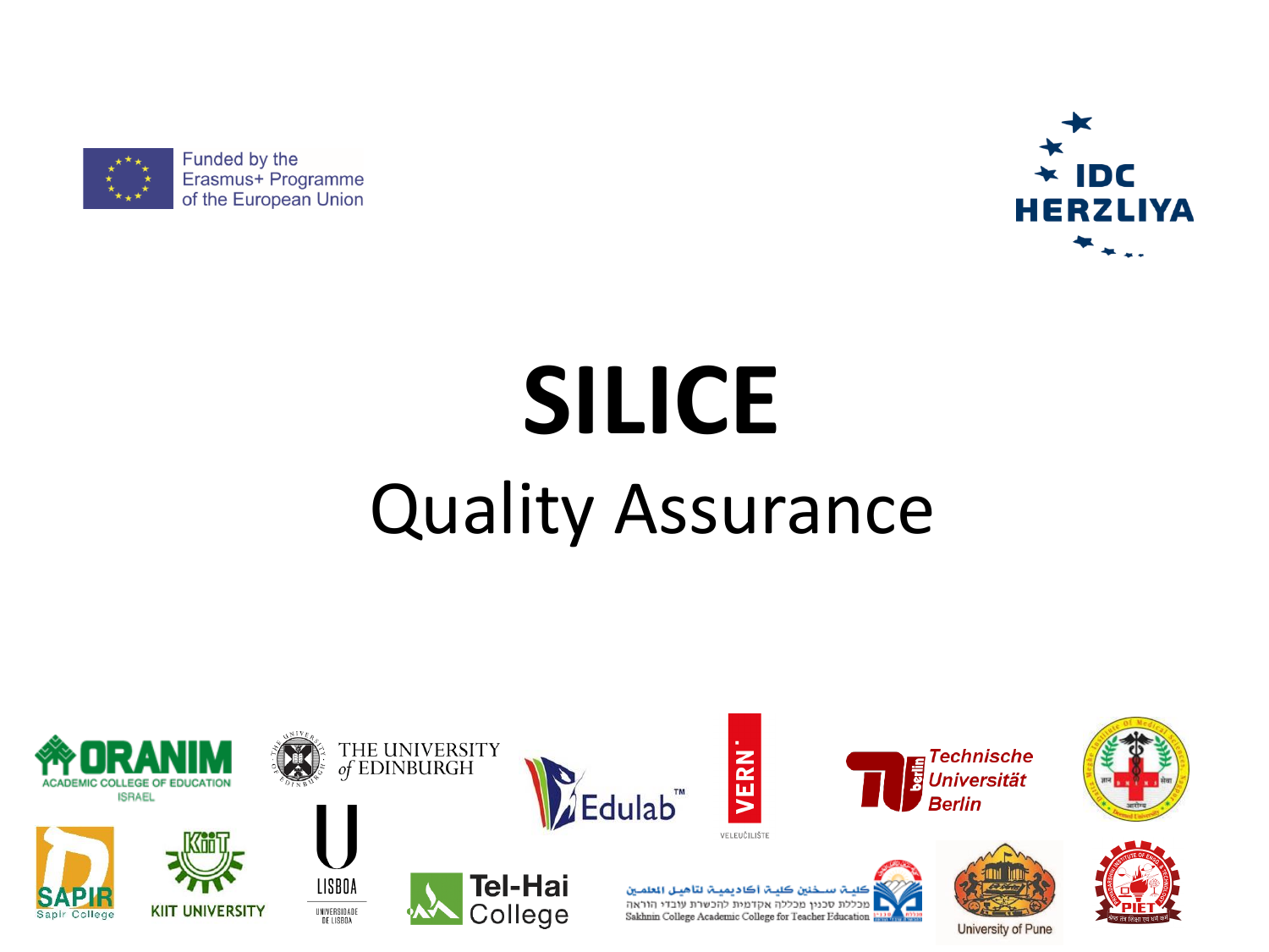Funded by the Erasmus+ Programme of the European Union

IDC HERZLIYA

# SILICE

## Quality Assurance

ORANIM ACADEMIC COLLEGE OF EDUCATION ISRAEL

THE UNIVERSITY of EDINBURGH

Edulab™

VERN' VELEUČILIŠTE

Technische Universität Berlin

SAPIR Sapir College

KIIT UNIVERSITY

U LISBOA UNIVERSIDADE DE LISBOA

Tel-Hai College

كلية سخنين كلية أكاديمية لتاهيل المعلمين
מכללת סכנין מכללה אקדמית להכשרת עובדי הוראה
Sakhnin College Academic College for Teacher Education

University of Pune

PIET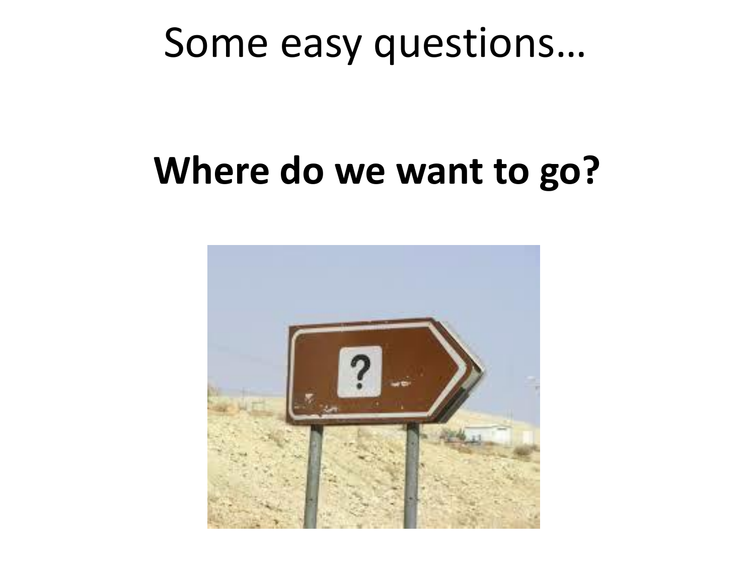# Some easy questions…

## **Where do we want to go?**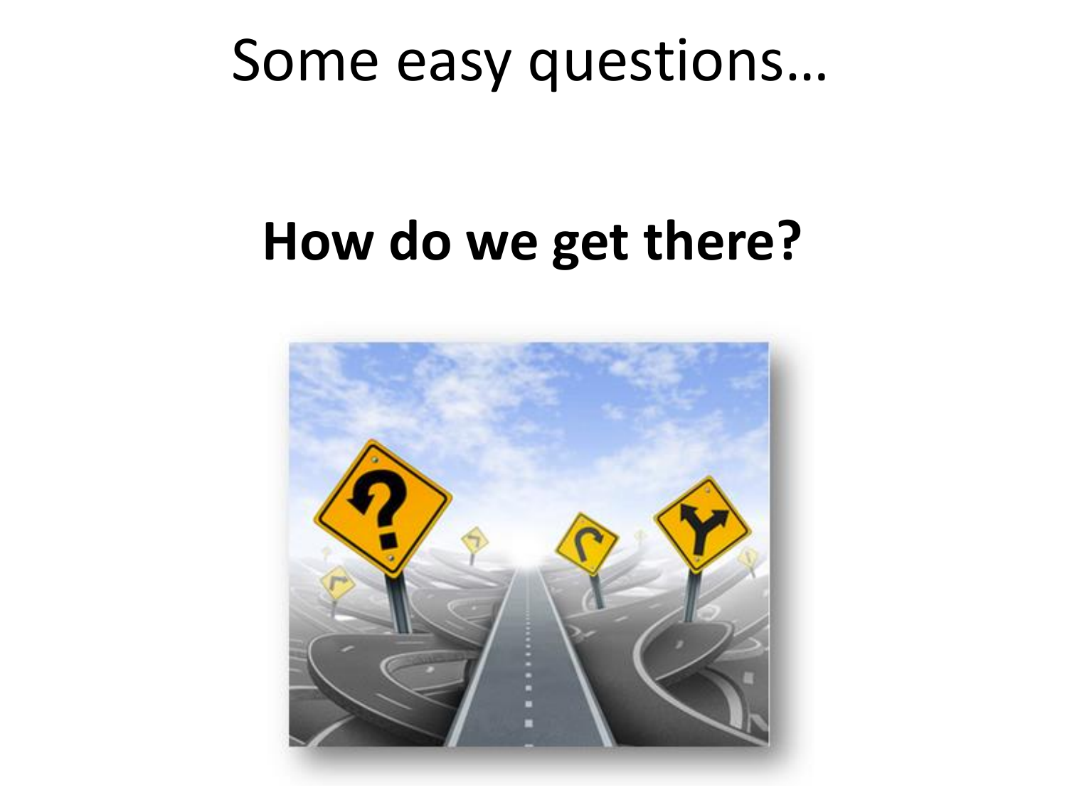# Some easy questions…

## How do we get there?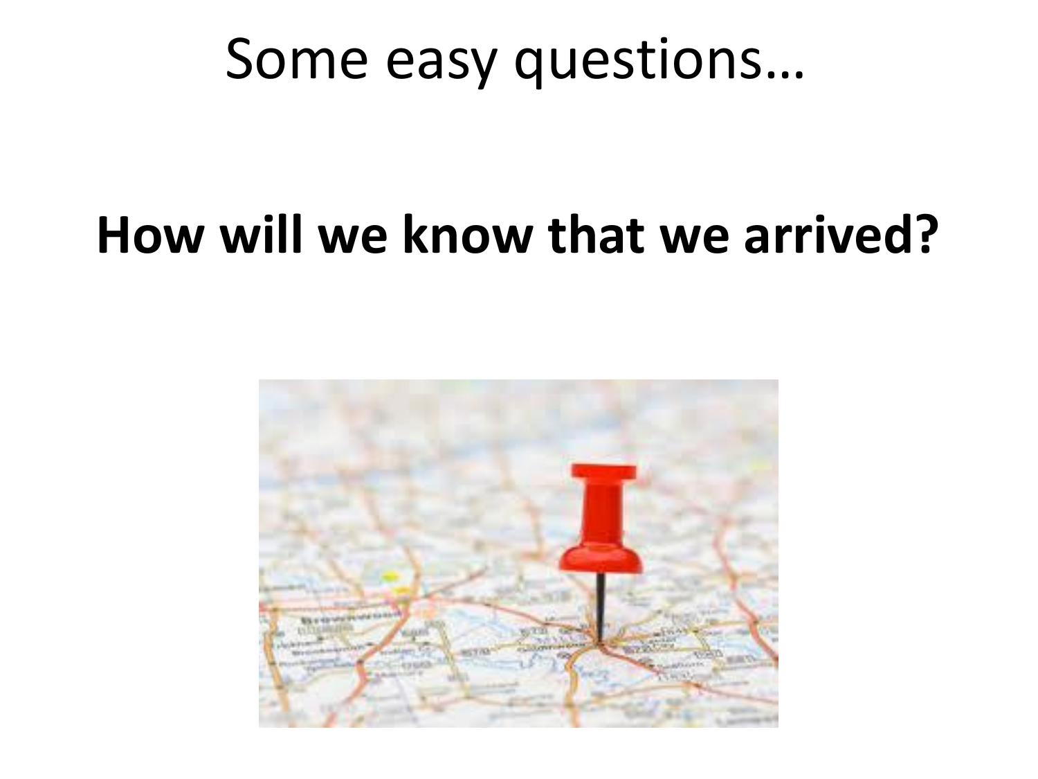# Some easy questions…

**How will we know that we arrived?**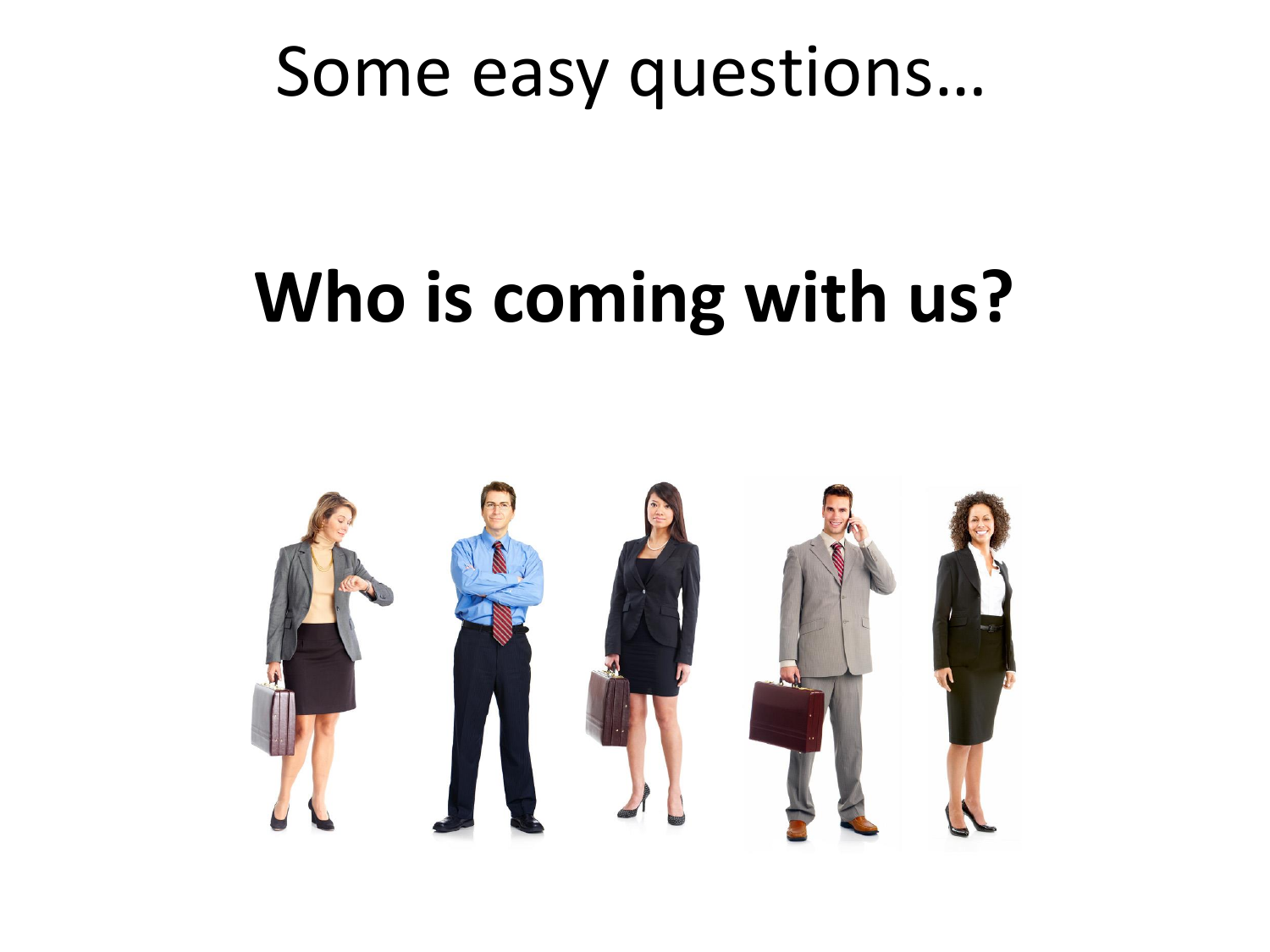# Some easy questions…

## **Who is coming with us?**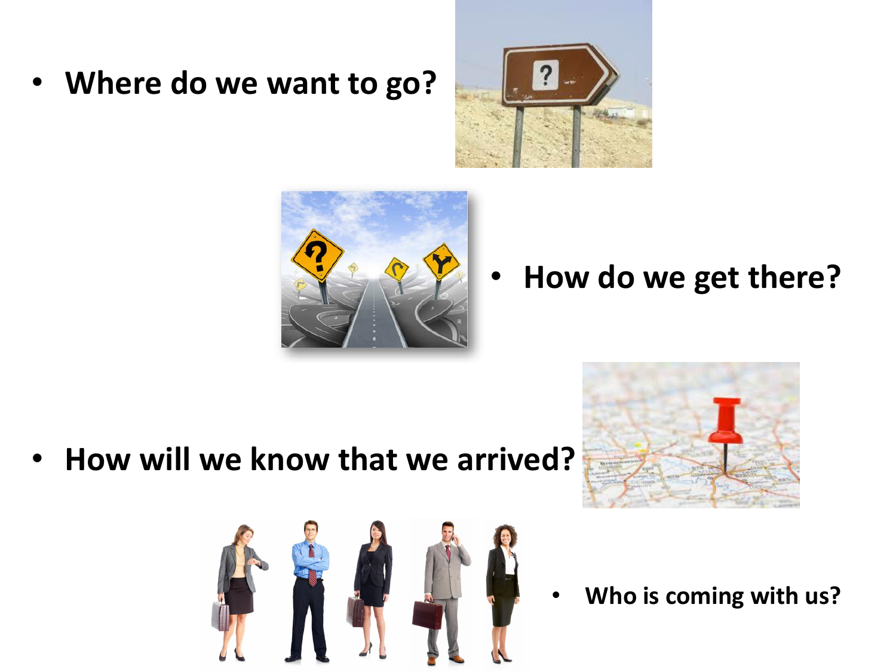- **Where do we want to go?**
- **How do we get there?**
- **How will we know that we arrived?**
- **Who is coming with us?**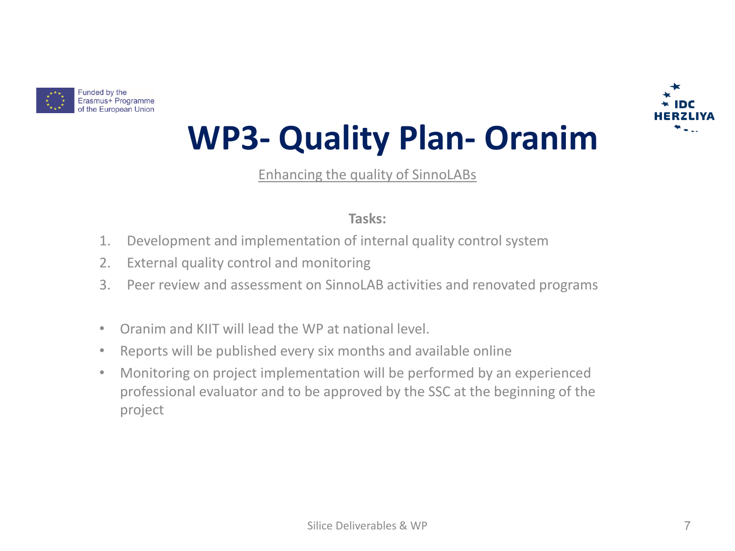# WP3- Quality Plan- Oranim

Enhancing the quality of SinnoLABs

**Tasks:**

1. Development and implementation of internal quality control system
2. External quality control and monitoring
3. Peer review and assessment on SinnoLAB activities and renovated programs

- Oranim and KIIT will lead the WP at national level.
- Reports will be published every six months and available online
- Monitoring on project implementation will be performed by an experienced professional evaluator and to be approved by the SSC at the beginning of the project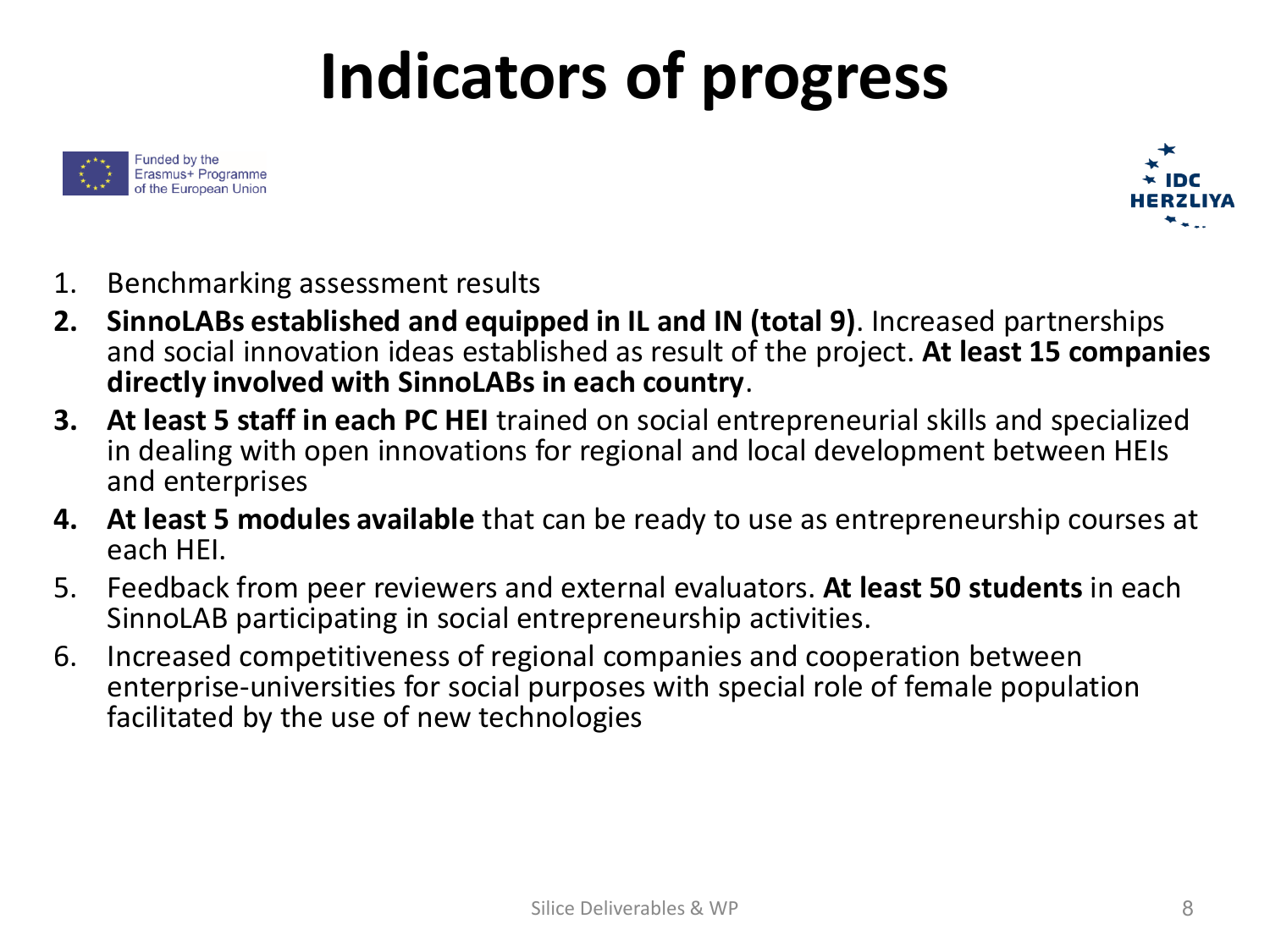# Indicators of progress

Funded by the Erasmus+ Programme of the European Union

IDC HERZLIYA

1. Benchmarking assessment results
2. **SinnoLABs established and equipped in IL and IN (total 9)**. Increased partnerships and social innovation ideas established as result of the project. **At least 15 companies directly involved with SinnoLABs in each country**.
3. **At least 5 staff in each PC HEI** trained on social entrepreneurial skills and specialized in dealing with open innovations for regional and local development between HEIs and enterprises
4. **At least 5 modules available** that can be ready to use as entrepreneurship courses at each HEI.
5. Feedback from peer reviewers and external evaluators. **At least 50 students** in each SinnoLAB participating in social entrepreneurship activities.
6. Increased competitiveness of regional companies and cooperation between enterprise-universities for social purposes with special role of female population facilitated by the use of new technologies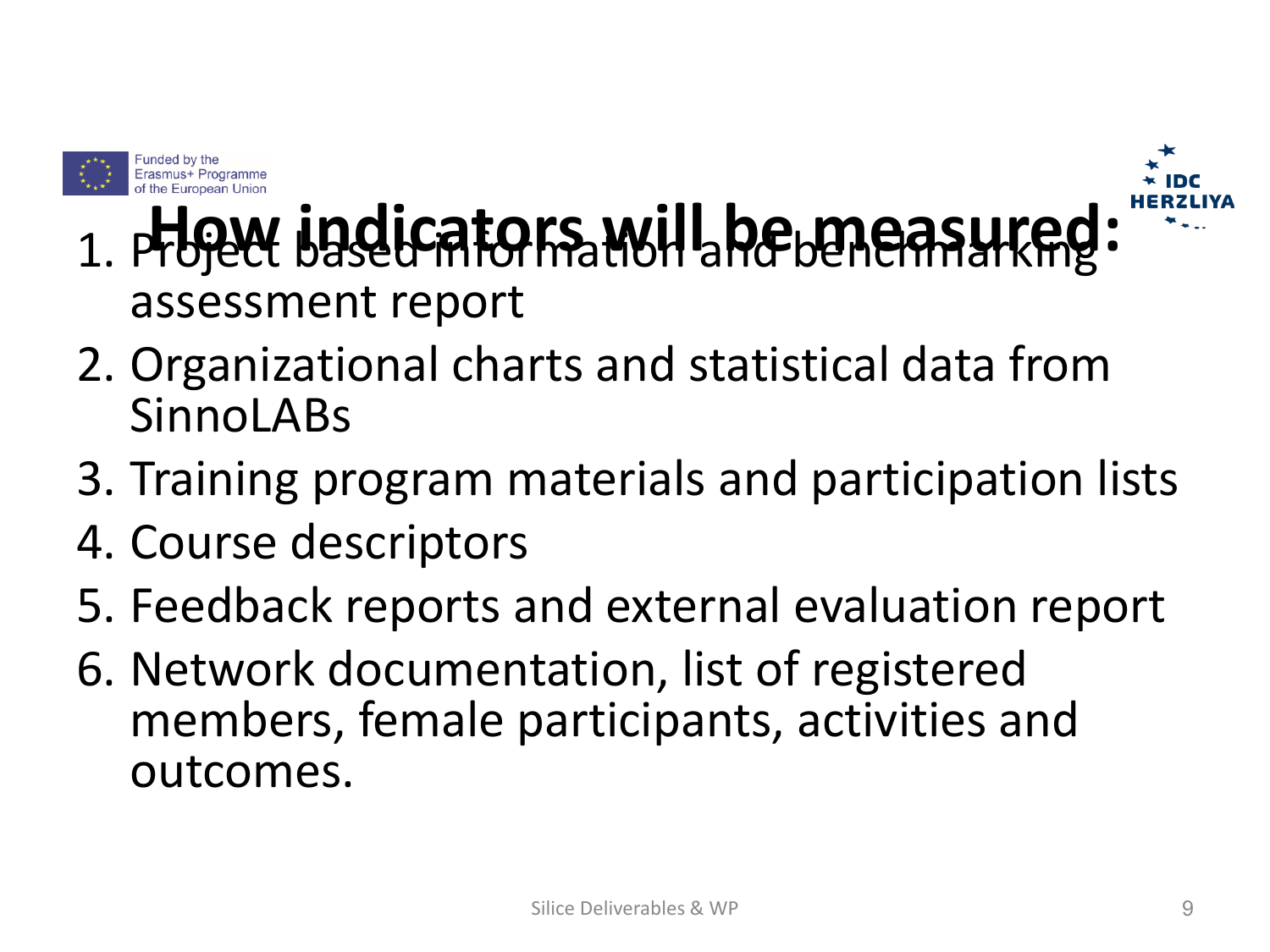# How indicators will be measured:

1. Project based information and benchmarking assessment report
2. Organizational charts and statistical data from SinnoLABs
3. Training program materials and participation lists
4. Course descriptors
5. Feedback reports and external evaluation report
6. Network documentation, list of registered members, female participants, activities and outcomes.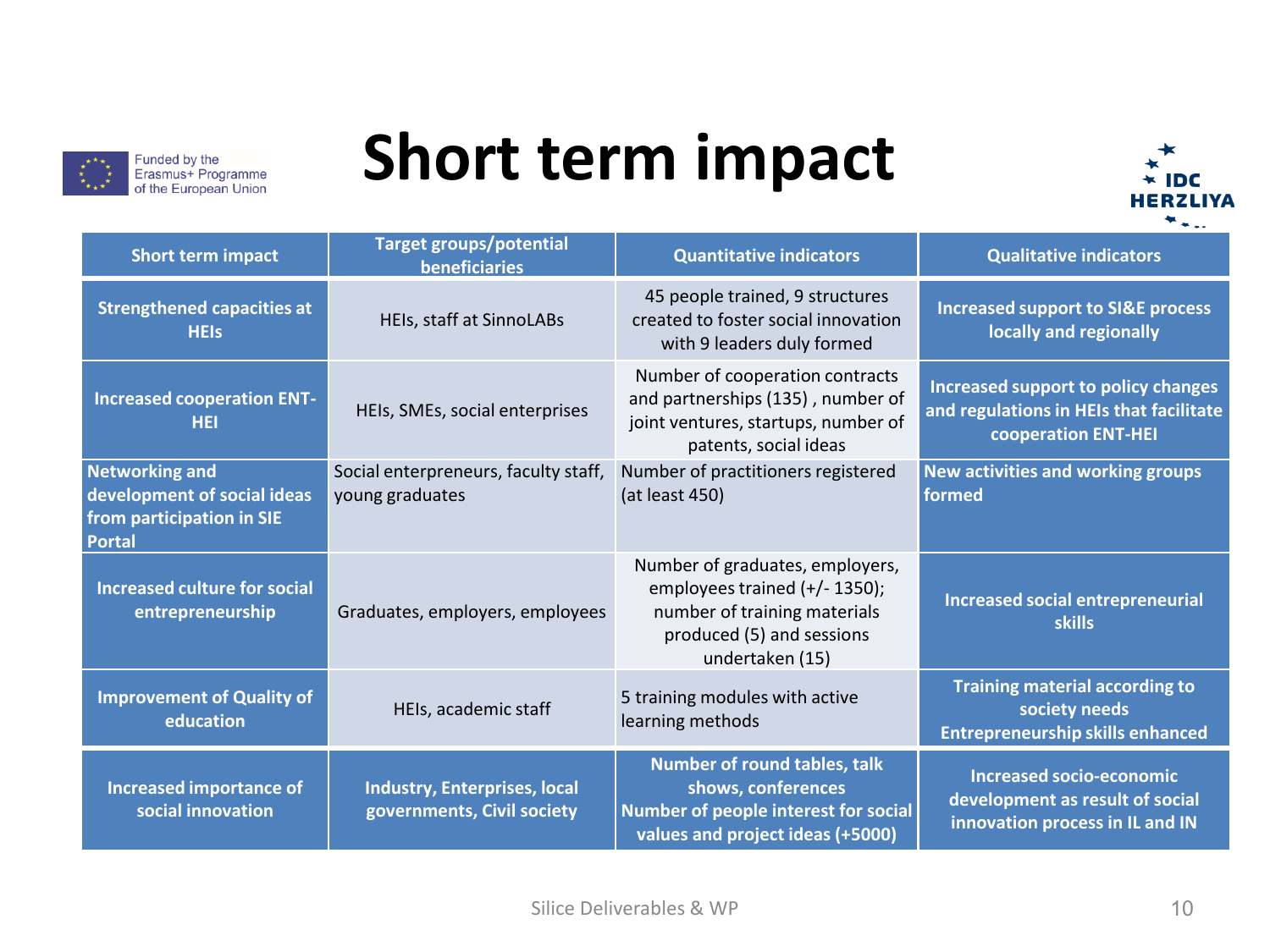Funded by the Erasmus+ Programme of the European Union

# Short term impact

IDC HERZLIYA

| Short term impact | Target groups/potential beneficiaries | Quantitative indicators | Qualitative indicators |
|---|---|---|---|
| **Strengthened capacities at HEIs** | HEIs, staff at SinnoLABs | 45 people trained, 9 structures created to foster social innovation with 9 leaders duly formed | **Increased support to SI&E process locally and regionally** |
| **Increased cooperation ENT-HEI** | HEIs, SMEs, social enterprises | Number of cooperation contracts and partnerships (135) , number of joint ventures, startups, number of patents, social ideas | **Increased support to policy changes and regulations in HEIs that facilitate cooperation ENT-HEI** |
| **Networking and development of social ideas from participation in SIE Portal** | Social enterpreneurs, faculty staff, young graduates | Number of practitioners registered (at least 450) | **New activities and working groups formed** |
| **Increased culture for social entrepreneurship** | Graduates, employers, employees | Number of graduates, employers, employees trained (+/- 1350); number of training materials produced (5) and sessions undertaken (15) | **Increased social entrepreneurial skills** |
| **Improvement of Quality of education** | HEIs, academic staff | 5 training modules with active learning methods | **Training material according to society needs**<br>**Entrepreneurship skills enhanced** |
| **Increased importance of social innovation** | **Industry, Enterprises, local governments, Civil society** | **Number of round tables, talk shows, conferences**<br>**Number of people interest for social values and project ideas (+5000)** | **Increased socio-economic development as result of social innovation process in IL and IN** |

Silice Deliverables & WP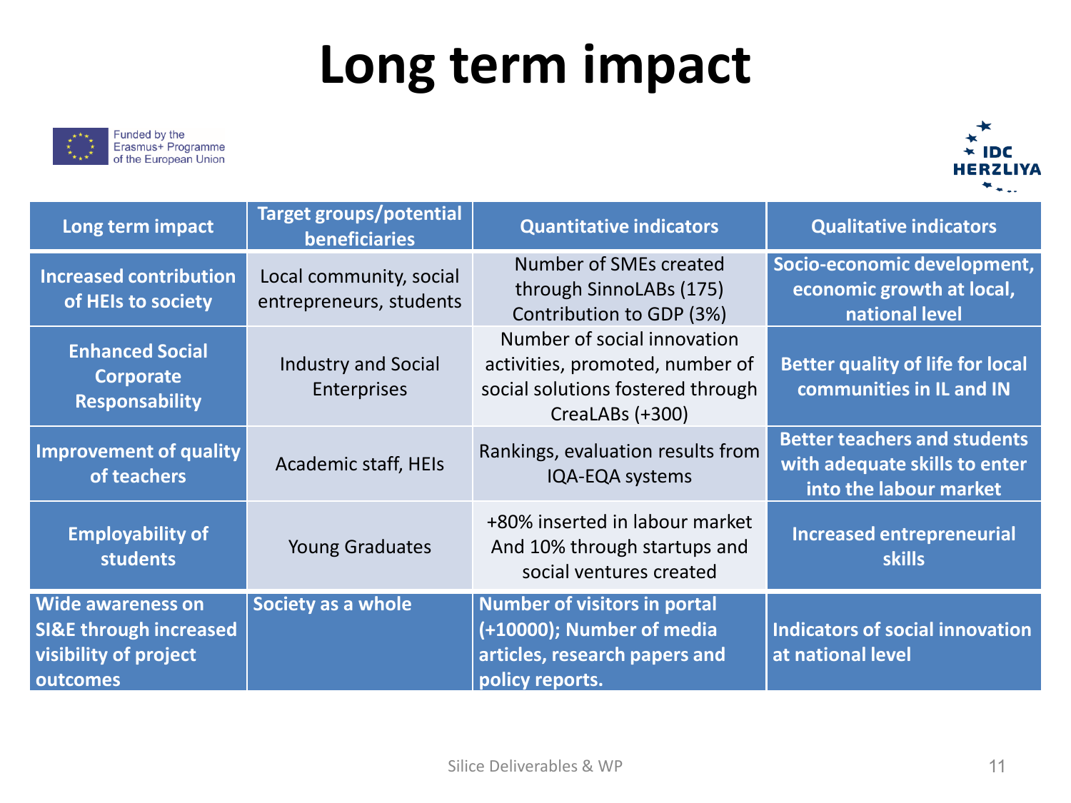# Long term impact

Funded by the Erasmus+ Programme of the European Union

IDC HERZLIYA

| Long term impact | Target groups/potential beneficiaries | Quantitative indicators | Qualitative indicators |
|---|---|---|---|
| Increased contribution of HEIs to society | Local community, social entrepreneurs, students | Number of SMEs created through SinnoLABs (175) Contribution to GDP (3%) | Socio-economic development, economic growth at local, national level |
| Enhanced Social Corporate Responsability | Industry and Social Enterprises | Number of social innovation activities, promoted, number of social solutions fostered through CreaLABs (+300) | Better quality of life for local communities in IL and IN |
| Improvement of quality of teachers | Academic staff, HEIs | Rankings, evaluation results from IQA-EQA systems | Better teachers and students with adequate skills to enter into the labour market |
| Employability of students | Young Graduates | +80% inserted in labour market And 10% through startups and social ventures created | Increased entrepreneurial skills |
| Wide awareness on SI&E through increased visibility of project outcomes | Society as a whole | Number of visitors in portal (+10000); Number of media articles, research papers and policy reports. | Indicators of social innovation at national level |

Silice Deliverables & WP